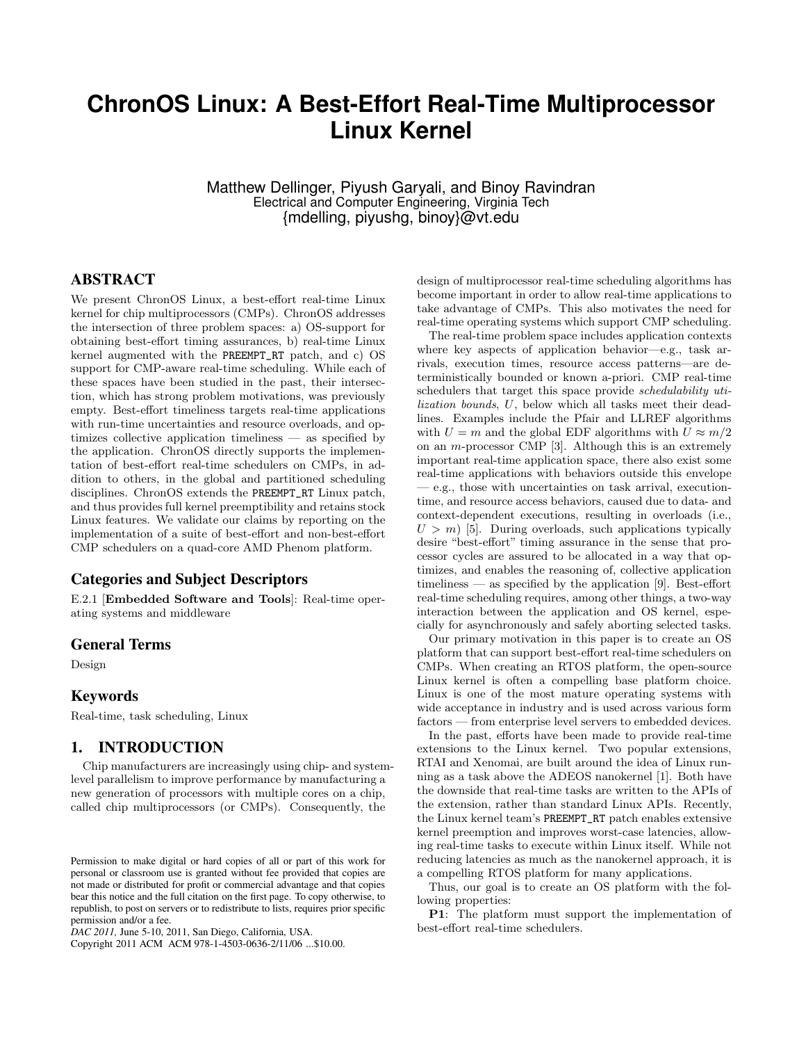# ChronOS Linux: A Best-Effort Real-Time Multiprocessor Linux Kernel

Matthew Dellinger, Piyush Garyali, and Binoy Ravindran
Electrical and Computer Engineering, Virginia Tech
{mdelling, piyushg, binoy}@vt.edu

## ABSTRACT

We present ChronOS Linux, a best-effort real-time Linux kernel for chip multiprocessors (CMPs). ChronOS addresses the intersection of three problem spaces: a) OS-support for obtaining best-effort timing assurances, b) real-time Linux kernel augmented with the PREEMPT_RT patch, and c) OS support for CMP-aware real-time scheduling. While each of these spaces have been studied in the past, their intersection, which has strong problem motivations, was previously empty. Best-effort timeliness targets real-time applications with run-time uncertainties and resource overloads, and optimizes collective application timeliness — as specified by the application. ChronOS directly supports the implementation of best-effort real-time schedulers on CMPs, in addition to others, in the global and partitioned scheduling disciplines. ChronOS extends the PREEMPT_RT Linux patch, and thus provides full kernel preemptibility and retains stock Linux features. We validate our claims by reporting on the implementation of a suite of best-effort and non-best-effort CMP schedulers on a quad-core AMD Phenom platform.

### Categories and Subject Descriptors

E.2.1 [**Embedded Software and Tools**]: Real-time operating systems and middleware

### General Terms

Design

### Keywords

Real-time, task scheduling, Linux

## 1. INTRODUCTION

Chip manufacturers are increasingly using chip- and system-level parallelism to improve performance by manufacturing a new generation of processors with multiple cores on a chip, called chip multiprocessors (or CMPs). Consequently, the design of multiprocessor real-time scheduling algorithms has become important in order to allow real-time applications to take advantage of CMPs. This also motivates the need for real-time operating systems which support CMP scheduling.

The real-time problem space includes application contexts where key aspects of application behavior—e.g., task arrivals, execution times, resource access patterns—are deterministically bounded or known a-priori. CMP real-time schedulers that target this space provide *schedulability utilization bounds*, $U$, below which all tasks meet their deadlines. Examples include the Pfair and LLREF algorithms with $U = m$ and the global EDF algorithms with $U \approx m/2$ on an $m$-processor CMP [3]. Although this is an extremely important real-time application space, there also exist some real-time applications with behaviors outside this envelope — e.g., those with uncertainties on task arrival, execution-time, and resource access behaviors, caused due to data- and context-dependent executions, resulting in overloads (i.e., $U > m$) [5]. During overloads, such applications typically desire "best-effort" timing assurance in the sense that processor cycles are assured to be allocated in a way that optimizes, and enables the reasoning of, collective application timeliness — as specified by the application [9]. Best-effort real-time scheduling requires, among other things, a two-way interaction between the application and OS kernel, especially for asynchronously and safely aborting selected tasks.

Our primary motivation in this paper is to create an OS platform that can support best-effort real-time schedulers on CMPs. When creating an RTOS platform, the open-source Linux kernel is often a compelling base platform choice. Linux is one of the most mature operating systems with wide acceptance in industry and is used across various form factors — from enterprise level servers to embedded devices.

In the past, efforts have been made to provide real-time extensions to the Linux kernel. Two popular extensions, RTAI and Xenomai, are built around the idea of Linux running as a task above the ADEOS nanokernel [1]. Both have the downside that real-time tasks are written to the APIs of the extension, rather than standard Linux APIs. Recently, the Linux kernel team's PREEMPT_RT patch enables extensive kernel preemption and improves worst-case latencies, allowing real-time tasks to execute within Linux itself. While not reducing latencies as much as the nanokernel approach, it is a compelling RTOS platform for many applications.

Thus, our goal is to create an OS platform with the following properties:

**P1**: The platform must support the implementation of best-effort real-time schedulers.

Permission to make digital or hard copies of all or part of this work for personal or classroom use is granted without fee provided that copies are not made or distributed for profit or commercial advantage and that copies bear this notice and the full citation on the first page. To copy otherwise, to republish, to post on servers or to redistribute to lists, requires prior specific permission and/or a fee.
*DAC 2011*, June 5-10, 2011, San Diego, California, USA.
Copyright 2011 ACM ACM 978-1-4503-0636-2/11/06 ...$10.00.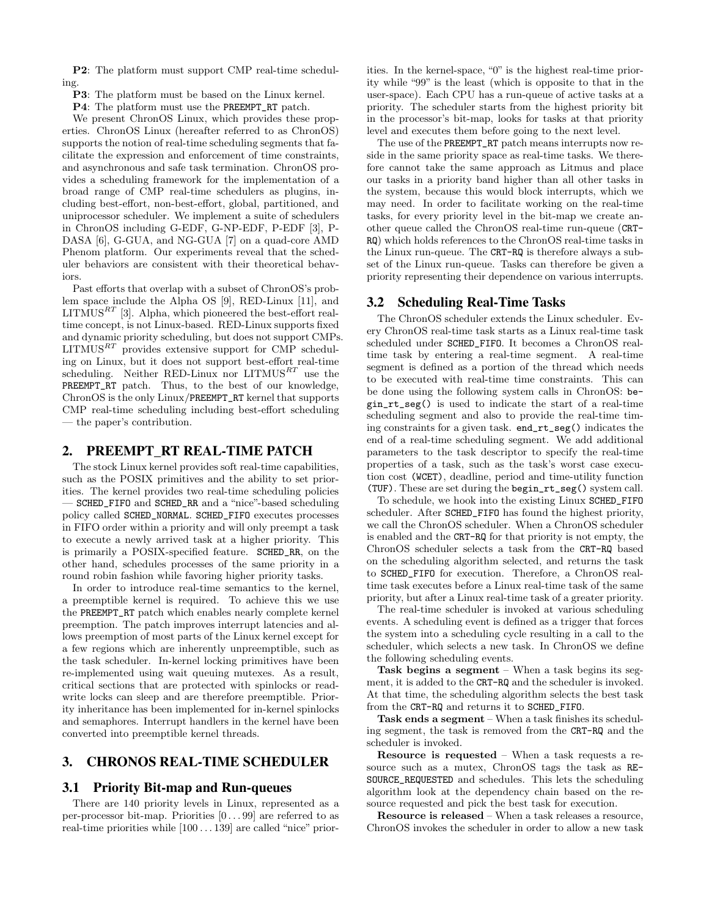**P2**: The platform must support CMP real-time scheduling.

**P3**: The platform must be based on the Linux kernel.

**P4**: The platform must use the PREEMPT_RT patch.

We present ChronOS Linux, which provides these properties. ChronOS Linux (hereafter referred to as ChronOS) supports the notion of real-time scheduling segments that facilitate the expression and enforcement of time constraints, and asynchronous and safe task termination. ChronOS provides a scheduling framework for the implementation of a broad range of CMP real-time schedulers as plugins, including best-effort, non-best-effort, global, partitioned, and uniprocessor scheduler. We implement a suite of schedulers in ChronOS including G-EDF, G-NP-EDF, P-EDF [3], P-DASA [6], G-GUA, and NG-GUA [7] on a quad-core AMD Phenom platform. Our experiments reveal that the scheduler behaviors are consistent with their theoretical behaviors.

Past efforts that overlap with a subset of ChronOS's problem space include the Alpha OS [9], RED-Linux [11], and LITMUS$^{RT}$ [3]. Alpha, which pioneered the best-effort real-time concept, is not Linux-based. RED-Linux supports fixed and dynamic priority scheduling, but does not support CMPs. LITMUS$^{RT}$ provides extensive support for CMP scheduling on Linux, but it does not support best-effort real-time scheduling. Neither RED-Linux nor LITMUS$^{RT}$ use the PREEMPT_RT patch. Thus, to the best of our knowledge, ChronOS is the only Linux/PREEMPT_RT kernel that supports CMP real-time scheduling including best-effort scheduling — the paper's contribution.

## 2. PREEMPT_RT REAL-TIME PATCH

The stock Linux kernel provides soft real-time capabilities, such as the POSIX primitives and the ability to set priorities. The kernel provides two real-time scheduling policies — SCHED_FIFO and SCHED_RR and a "nice"-based scheduling policy called SCHED_NORMAL. SCHED_FIFO executes processes in FIFO order within a priority and will only preempt a task to execute a newly arrived task at a higher priority. This is primarily a POSIX-specified feature. SCHED_RR, on the other hand, schedules processes of the same priority in a round robin fashion while favoring higher priority tasks.

In order to introduce real-time semantics to the kernel, a preemptible kernel is required. To achieve this we use the PREEMPT_RT patch which enables nearly complete kernel preemption. The patch improves interrupt latencies and allows preemption of most parts of the Linux kernel except for a few regions which are inherently unpreemptible, such as the task scheduler. In-kernel locking primitives have been re-implemented using wait queuing mutexes. As a result, critical sections that are protected with spinlocks or read-write locks can sleep and are therefore preemptible. Priority inheritance has been implemented for in-kernel spinlocks and semaphores. Interrupt handlers in the kernel have been converted into preemptible kernel threads.

## 3. CHRONOS REAL-TIME SCHEDULER

### 3.1 Priority Bit-map and Run-queues

There are 140 priority levels in Linux, represented as a per-processor bit-map. Priorities $[0 \ldots 99]$ are referred to as real-time priorities while $[100 \ldots 139]$ are called "nice" priorities. In the kernel-space, "0" is the highest real-time priority while "99" is the least (which is opposite to that in the user-space). Each CPU has a run-queue of active tasks at a priority. The scheduler starts from the highest priority bit in the processor's bit-map, looks for tasks at that priority level and executes them before going to the next level.

The use of the PREEMPT_RT patch means interrupts now reside in the same priority space as real-time tasks. We therefore cannot take the same approach as Litmus and place our tasks in a priority band higher than all other tasks in the system, because this would block interrupts, which we may need. In order to facilitate working on the real-time tasks, for every priority level in the bit-map we create another queue called the ChronOS real-time run-queue (CRT-RQ) which holds references to the ChronOS real-time tasks in the Linux run-queue. The CRT-RQ is therefore always a subset of the Linux run-queue. Tasks can therefore be given a priority representing their dependence on various interrupts.

### 3.2 Scheduling Real-Time Tasks

The ChronOS scheduler extends the Linux scheduler. Every ChronOS real-time task starts as a Linux real-time task scheduled under SCHED_FIFO. It becomes a ChronOS real-time task by entering a real-time segment. A real-time segment is defined as a portion of the thread which needs to be executed with real-time time constraints. This can be done using the following system calls in ChronOS: begin_rt_seg() is used to indicate the start of a real-time scheduling segment and also to provide the real-time timing constraints for a given task. end_rt_seg() indicates the end of a real-time scheduling segment. We add additional parameters to the task descriptor to specify the real-time properties of a task, such as the task's worst case execution cost (WCET), deadline, period and time-utility function (TUF). These are set during the begin_rt_seg() system call.

To schedule, we hook into the existing Linux SCHED_FIFO scheduler. After SCHED_FIFO has found the highest priority, we call the ChronOS scheduler. When a ChronOS scheduler is enabled and the CRT-RQ for that priority is not empty, the ChronOS scheduler selects a task from the CRT-RQ based on the scheduling algorithm selected, and returns the task to SCHED_FIFO for execution. Therefore, a ChronOS real-time task executes before a Linux real-time task of the same priority, but after a Linux real-time task of a greater priority.

The real-time scheduler is invoked at various scheduling events. A scheduling event is defined as a trigger that forces the system into a scheduling cycle resulting in a call to the scheduler, which selects a new task. In ChronOS we define the following scheduling events.

**Task begins a segment** – When a task begins its segment, it is added to the CRT-RQ and the scheduler is invoked. At that time, the scheduling algorithm selects the best task from the CRT-RQ and returns it to SCHED_FIFO.

**Task ends a segment** – When a task finishes its scheduling segment, the task is removed from the CRT-RQ and the scheduler is invoked.

**Resource is requested** – When a task requests a resource such as a mutex, ChronOS tags the task as RESOURCE_REQUESTED and schedules. This lets the scheduling algorithm look at the dependency chain based on the resource requested and pick the best task for execution.

**Resource is released** – When a task releases a resource, ChronOS invokes the scheduler in order to allow a new task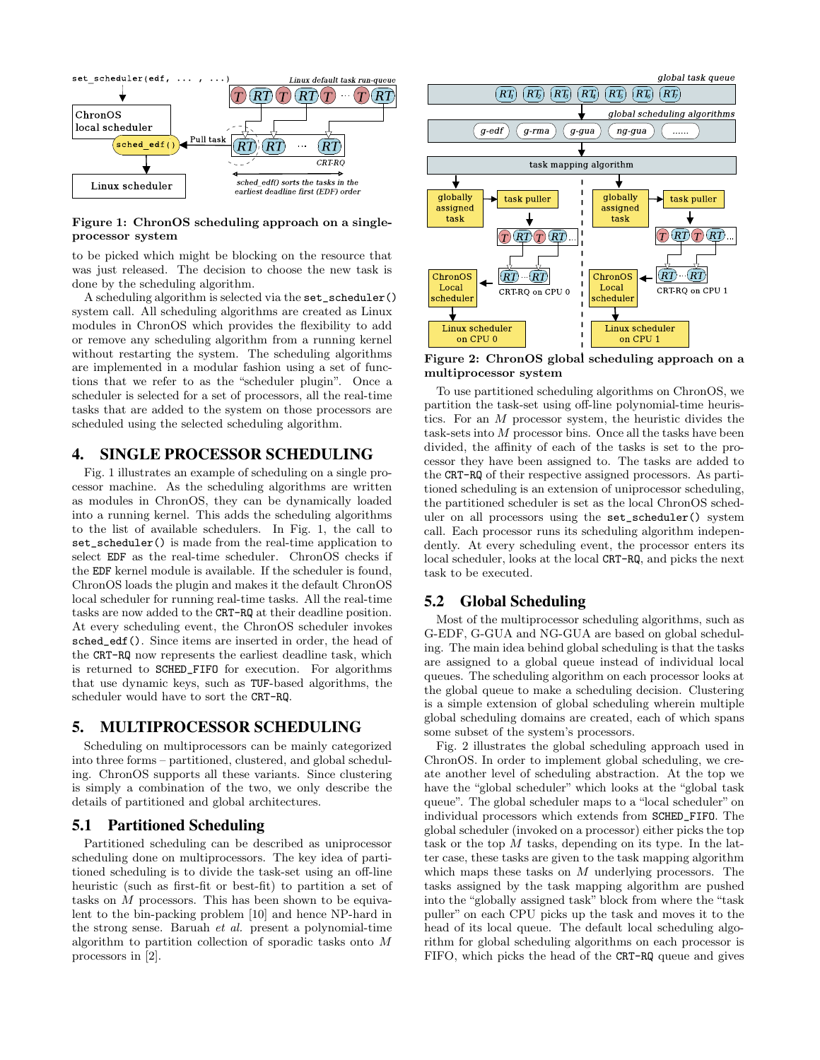set_scheduler(edf, ... , ...)

Linux default task run-queue

ChronOS local scheduler

sched_edf()

Pull task

CRT-RQ

Linux scheduler

sched_edf() sorts the tasks in the earliest deadline first (EDF) order

**Figure 1: ChronOS scheduling approach on a single-processor system**

to be picked which might be blocking on the resource that was just released. The decision to choose the new task is done by the scheduling algorithm.

A scheduling algorithm is selected via the `set_scheduler()` system call. All scheduling algorithms are created as Linux modules in ChronOS which provides the flexibility to add or remove any scheduling algorithm from a running kernel without restarting the system. The scheduling algorithms are implemented in a modular fashion using a set of functions that we refer to as the "scheduler plugin". Once a scheduler is selected for a set of processors, all the real-time tasks that are added to the system on those processors are scheduled using the selected scheduling algorithm.

# 4. SINGLE PROCESSOR SCHEDULING

Fig. 1 illustrates an example of scheduling on a single processor machine. As the scheduling algorithms are written as modules in ChronOS, they can be dynamically loaded into a running kernel. This adds the scheduling algorithms to the list of available schedulers. In Fig. 1, the call to `set_scheduler()` is made from the real-time application to select `EDF` as the real-time scheduler. ChronOS checks if the `EDF` kernel module is available. If the scheduler is found, ChronOS loads the plugin and makes it the default ChronOS local scheduler for running real-time tasks. All the real-time tasks are now added to the `CRT-RQ` at their deadline position. At every scheduling event, the ChronOS scheduler invokes `sched_edf()`. Since items are inserted in order, the head of the `CRT-RQ` now represents the earliest deadline task, which is returned to `SCHED_FIFO` for execution. For algorithms that use dynamic keys, such as `TUF`-based algorithms, the scheduler would have to sort the `CRT-RQ`.

# 5. MULTIPROCESSOR SCHEDULING

Scheduling on multiprocessors can be mainly categorized into three forms – partitioned, clustered, and global scheduling. ChronOS supports all these variants. Since clustering is simply a combination of the two, we only describe the details of partitioned and global architectures.

## 5.1 Partitioned Scheduling

Partitioned scheduling can be described as uniprocessor scheduling done on multiprocessors. The key idea of partitioned scheduling is to divide the task-set using an off-line heuristic (such as first-fit or best-fit) to partition a set of tasks on $M$ processors. This has been shown to be equivalent to the bin-packing problem [10] and hence NP-hard in the strong sense. Baruah *et al.* present a polynomial-time algorithm to partition collection of sporadic tasks onto $M$ processors in [2].

global task queue

global scheduling algorithms

g-edf g-rma g-gua ng-gua ......

task mapping algorithm

globally assigned task

task puller

CRT-RQ on CPU 0

ChronOS Local scheduler

Linux scheduler on CPU 0

globally assigned task

task puller

CRT-RQ on CPU 1

ChronOS Local scheduler

Linux scheduler on CPU 1

**Figure 2: ChronOS global scheduling approach on a multiprocessor system**

To use partitioned scheduling algorithms on ChronOS, we partition the task-set using off-line polynomial-time heuristics. For an $M$ processor system, the heuristic divides the task-sets into $M$ processor bins. Once all the tasks have been divided, the affinity of each of the tasks is set to the processor they have been assigned to. The tasks are added to the `CRT-RQ` of their respective assigned processors. As partitioned scheduling is an extension of uniprocessor scheduling, the partitioned scheduler is set as the local ChronOS scheduler on all processors using the `set_scheduler()` system call. Each processor runs its scheduling algorithm independently. At every scheduling event, the processor enters its local scheduler, looks at the local `CRT-RQ`, and picks the next task to be executed.

## 5.2 Global Scheduling

Most of the multiprocessor scheduling algorithms, such as G-EDF, G-GUA and NG-GUA are based on global scheduling. The main idea behind global scheduling is that the tasks are assigned to a global queue instead of individual local queues. The scheduling algorithm on each processor looks at the global queue to make a scheduling decision. Clustering is a simple extension of global scheduling wherein multiple global scheduling domains are created, each of which spans some subset of the system's processors.

Fig. 2 illustrates the global scheduling approach used in ChronOS. In order to implement global scheduling, we create another level of scheduling abstraction. At the top we have the "global scheduler" which looks at the "global task queue". The global scheduler maps to a "local scheduler" on individual processors which extends from `SCHED_FIFO`. The global scheduler (invoked on a processor) either picks the top task or the top $M$ tasks, depending on its type. In the latter case, these tasks are given to the task mapping algorithm which maps these tasks on $M$ underlying processors. The tasks assigned by the task mapping algorithm are pushed into the "globally assigned task" block from where the "task puller" on each CPU picks up the task and moves it to the head of its local queue. The default local scheduling algorithm for global scheduling algorithms on each processor is FIFO, which picks the head of the `CRT-RQ` queue and gives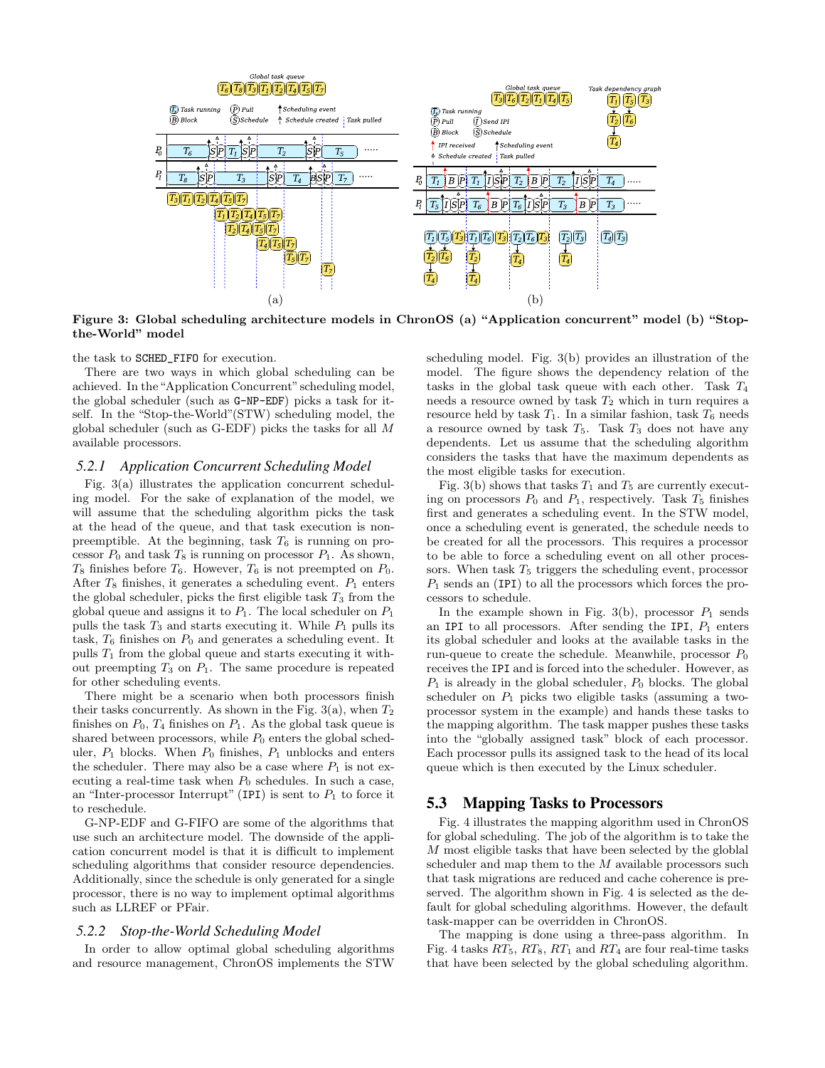Figure 3: Global scheduling architecture models in ChronOS (a) "Application concurrent" model (b) "Stop-the-World" model

the task to SCHED_FIFO for execution.

There are two ways in which global scheduling can be achieved. In the "Application Concurrent" scheduling model, the global scheduler (such as G-NP-EDF) picks a task for itself. In the "Stop-the-World"(STW) scheduling model, the global scheduler (such as G-EDF) picks the tasks for all $M$ available processors.

### 5.2.1 *Application Concurrent Scheduling Model*

Fig. 3(a) illustrates the application concurrent scheduling model. For the sake of explanation of the model, we will assume that the scheduling algorithm picks the task at the head of the queue, and that task execution is non-preemptible. At the beginning, task $T_6$ is running on processor $P_0$ and task $T_8$ is running on processor $P_1$. As shown, $T_8$ finishes before $T_6$. However, $T_6$ is not preempted on $P_0$. After $T_8$ finishes, it generates a scheduling event. $P_1$ enters the global scheduler, picks the first eligible task $T_3$ from the global queue and assigns it to $P_1$. The local scheduler on $P_1$ pulls the task $T_3$ and starts executing it. While $P_1$ pulls its task, $T_6$ finishes on $P_0$ and generates a scheduling event. It pulls $T_1$ from the global queue and starts executing it without preempting $T_3$ on $P_1$. The same procedure is repeated for other scheduling events.

There might be a scenario when both processors finish their tasks concurrently. As shown in the Fig. 3(a), when $T_2$ finishes on $P_0$, $T_4$ finishes on $P_1$. As the global task queue is shared between processors, while $P_0$ enters the global scheduler, $P_1$ blocks. When $P_0$ finishes, $P_1$ unblocks and enters the scheduler. There may also be a case where $P_1$ is not executing a real-time task when $P_0$ schedules. In such a case, an "Inter-processor Interrupt" (IPI) is sent to $P_1$ to force it to reschedule.

G-NP-EDF and G-FIFO are some of the algorithms that use such an architecture model. The downside of the application concurrent model is that it is difficult to implement scheduling algorithms that consider resource dependencies. Additionally, since the schedule is only generated for a single processor, there is no way to implement optimal algorithms such as LLREF or PFair.

### 5.2.2 *Stop-the-World Scheduling Model*

In order to allow optimal global scheduling algorithms and resource management, ChronOS implements the STW scheduling model. Fig. 3(b) provides an illustration of the model. The figure shows the dependency relation of the tasks in the global task queue with each other. Task $T_4$ needs a resource owned by task $T_2$ which in turn requires a resource held by task $T_1$. In a similar fashion, task $T_6$ needs a resource owned by task $T_5$. Task $T_3$ does not have any dependents. Let us assume that the scheduling algorithm considers the tasks that have the maximum dependents as the most eligible tasks for execution.

Fig. 3(b) shows that tasks $T_1$ and $T_5$ are currently executing on processors $P_0$ and $P_1$, respectively. Task $T_5$ finishes first and generates a scheduling event. In the STW model, once a scheduling event is generated, the schedule needs to be created for all the processors. This requires a processor to be able to force a scheduling event on all other processors. When task $T_5$ triggers the scheduling event, processor $P_1$ sends an (IPI) to all the processors which forces the processors to schedule.

In the example shown in Fig. 3(b), processor $P_1$ sends an IPI to all processors. After sending the IPI, $P_1$ enters its global scheduler and looks at the available tasks in the run-queue to create the schedule. Meanwhile, processor $P_0$ receives the IPI and is forced into the scheduler. However, as $P_1$ is already in the global scheduler, $P_0$ blocks. The global scheduler on $P_1$ picks two eligible tasks (assuming a two-processor system in the example) and hands these tasks to the mapping algorithm. The task mapper pushes these tasks into the "globally assigned task" block of each processor. Each processor pulls its assigned task to the head of its local queue which is then executed by the Linux scheduler.

## 5.3 Mapping Tasks to Processors

Fig. 4 illustrates the mapping algorithm used in ChronOS for global scheduling. The job of the algorithm is to take the $M$ most eligible tasks that have been selected by the globlal scheduler and map them to the $M$ available processors such that task migrations are reduced and cache coherence is preserved. The algorithm shown in Fig. 4 is selected as the default for global scheduling algorithms. However, the default task-mapper can be overridden in ChronOS.

The mapping is done using a three-pass algorithm. In Fig. 4 tasks $RT_5$, $RT_8$, $RT_1$ and $RT_4$ are four real-time tasks that have been selected by the global scheduling algorithm.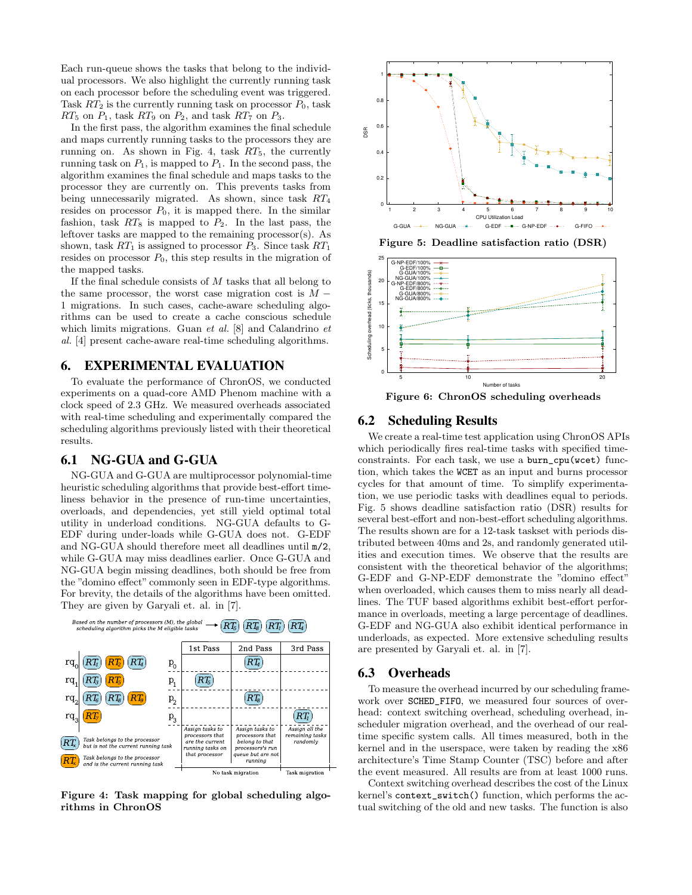Each run-queue shows the tasks that belong to the individual processors. We also highlight the currently running task on each processor before the scheduling event was triggered. Task $RT_2$ is the currently running task on processor $P_0$, task $RT_5$ on $P_1$, task $RT_9$ on $P_2$, and task $RT_7$ on $P_3$.

In the first pass, the algorithm examines the final schedule and maps currently running tasks to the processors they are running on. As shown in Fig. 4, task $RT_5$, the currently running task on $P_1$, is mapped to $P_1$. In the second pass, the algorithm examines the final schedule and maps tasks to the processor they are currently on. This prevents tasks from being unnecessarily migrated. As shown, since task $RT_4$ resides on processor $P_0$, it is mapped there. In the similar fashion, task $RT_8$ is mapped to $P_2$. In the last pass, the leftover tasks are mapped to the remaining processor(s). As shown, task $RT_1$ is assigned to processor $P_3$. Since task $RT_1$ resides on processor $P_0$, this step results in the migration of the mapped tasks.

If the final schedule consists of $M$ tasks that all belong to the same processor, the worst case migration cost is $M - 1$ migrations. In such cases, cache-aware scheduling algorithms can be used to create a cache conscious schedule which limits migrations. Guan *et al.* [8] and Calandrino *et al.* [4] present cache-aware real-time scheduling algorithms.

# 6. EXPERIMENTAL EVALUATION

To evaluate the performance of ChronOS, we conducted experiments on a quad-core AMD Phenom machine with a clock speed of 2.3 GHz. We measured overheads associated with real-time scheduling and experimentally compared the scheduling algorithms previously listed with their theoretical results.

## 6.1 NG-GUA and G-GUA

NG-GUA and G-GUA are multiprocessor polynomial-time heuristic scheduling algorithms that provide best-effort timeliness behavior in the presence of run-time uncertainties, overloads, and dependencies, yet still yield optimal total utility in underload conditions. NG-GUA defaults to G-EDF during under-loads while G-GUA does not. G-EDF and NG-GUA should therefore meet all deadlines until m/2, while G-GUA may miss deadlines earlier. Once G-GUA and NG-GUA begin missing deadlines, both should be free from the "domino effect" commonly seen in EDF-type algorithms. For brevity, the details of the algorithms have been omitted. They are given by Garyali et. al. in [7].

Based on the number of processors (M), the global scheduling algorithm picks the M eligible tasks → $RT_5$ $RT_8$ $RT_1$ $RT_4$

| Run-queue | Tasks | Processor | 1st Pass | 2nd Pass | 3rd Pass |
|---|---|---|---|---|---|
| $rq_0$ | $RT_1$, $RT_2$ (running), $RT_4$ | $p_0$ | | $RT_4$ | |
| $rq_1$ | $RT_3$, $RT_5$ (running) | $p_1$ | $RT_5$ | | |
| $rq_2$ | $RT_6$, $RT_8$, $RT_9$ (running) | $p_2$ | | $RT_8$ | |
| $rq_3$ | $RT_7$ (running) | $p_3$ | | | $RT_1$ |
| | | | Assign tasks to processors that are the current running tasks on that processor | Assign tasks to processors that belong to that processors's run queue but are not running | Assign all the remaining tasks randomly |
| | | | No task migration | No task migration | Task migration |

$RT_x$ (blue): Task belongs to the processor but is not the current running task
$RT_x$ (orange): Task belongs to the processor and is the current running task

**Figure 4: Task mapping for global scheduling algorithms in ChronOS**

**Figure 5: Deadline satisfaction ratio (DSR)**

**Figure 6: ChronOS scheduling overheads**

## 6.2 Scheduling Results

We create a real-time test application using ChronOS APIs which periodically fires real-time tasks with specified time-constraints. For each task, we use a `burn_cpu(wcet)` function, which takes the `WCET` as an input and burns processor cycles for that amount of time. To simplify experimentation, we use periodic tasks with deadlines equal to periods. Fig. 5 shows deadline satisfaction ratio (DSR) results for several best-effort and non-best-effort scheduling algorithms. The results shown are for a 12-task taskset with periods distributed between 40ms and 2s, and randomly generated utilities and execution times. We observe that the results are consistent with the theoretical behavior of the algorithms; G-EDF and G-NP-EDF demonstrate the "domino effect" when overloaded, which causes them to miss nearly all deadlines. The TUF based algorithms exhibit best-effort performance in overloads, meeting a large percentage of deadlines. G-EDF and NG-GUA also exhibit identical performance in underloads, as expected. More extensive scheduling results are presented by Garyali et. al. in [7].

## 6.3 Overheads

To measure the overhead incurred by our scheduling framework over `SCHED_FIFO`, we measured four sources of overhead: context switching overhead, scheduling overhead, in-scheduler migration overhead, and the overhead of our real-time specific system calls. All times measured, both in the kernel and in the userspace, were taken by reading the x86 architecture's Time Stamp Counter (TSC) before and after the event measured. All results are from at least 1000 runs.

Context switching overhead describes the cost of the Linux kernel's `context_switch()` function, which performs the actual switching of the old and new tasks. The function is also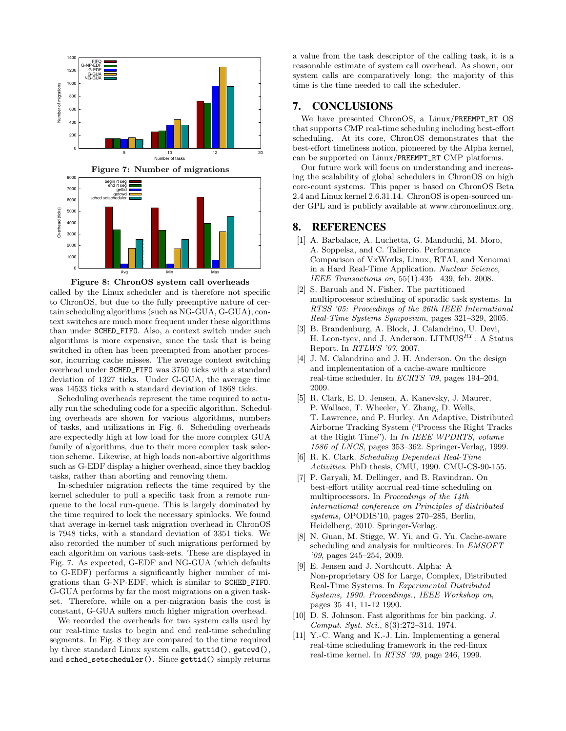1400
1200
1000
800
600
400
200
0

FIFO
G-NP-EDF
G-EDF
G-GUA
NG-GUA

Number of migrations

5
10
12
20

Number of tasks

**Figure 7: Number of migrations**

8000
7000
6000
5000
4000
3000
2000
1000
0

begin rt seg
end rt seg
gettid
getcwd
sched setsetscheduler

Overhead (ticks)

Avg
Min
Max

**Figure 8: ChronOS system call overheads**

called by the Linux scheduler and is therefore not specific to ChronOS, but due to the fully preemptive nature of certain scheduling algorithms (such as NG-GUA, G-GUA), context switches are much more frequent under these algorithms than under SCHED_FIFO. Also, a context switch under such algorithms is more expensive, since the task that is being switched in often has been preempted from another processor, incurring cache misses. The average context switching overhead under SCHED_FIFO was 3750 ticks with a standard deviation of 1327 ticks. Under G-GUA, the average time was 14533 ticks with a standard deviation of 1868 ticks.

Scheduling overheads represent the time required to actually run the scheduling code for a specific algorithm. Scheduling overheads are shown for various algorithms, numbers of tasks, and utilizations in Fig. 6. Scheduling overheads are expectedly high at low load for the more complex GUA family of algorithms, due to their more complex task selection scheme. Likewise, at high loads non-abortive algorithms such as G-EDF display a higher overhead, since they backlog tasks, rather than aborting and removing them.

In-scheduler migration reflects the time required by the kernel scheduler to pull a specific task from a remote run-queue to the local run-queue. This is largely dominated by the time required to lock the necessary spinlocks. We found that average in-kernel task migration overhead in ChronOS is 7948 ticks, with a standard deviation of 3351 ticks. We also recorded the number of such migrations performed by each algorithm on various task-sets. These are displayed in Fig. 7. As expected, G-EDF and NG-GUA (which defaults to G-EDF) performs a significantly higher number of migrations than G-NP-EDF, which is similar to SCHED_FIFO. G-GUA performs by far the most migrations on a given task-set. Therefore, while on a per-migration basis the cost is constant, G-GUA suffers much higher migration overhead.

We recorded the overheads for two system calls used by our real-time tasks to begin and end real-time scheduling segments. In Fig. 8 they are compared to the time required by three standard Linux system calls, `gettid()`, `getcwd()`, and `sched_setscheduler()`. Since `gettid()` simply returns a value from the task descriptor of the calling task, it is a reasonable estimate of system call overhead. As shown, our system calls are comparatively long; the majority of this time is the time needed to call the scheduler.

## 7. CONCLUSIONS

We have presented ChronOS, a Linux/PREEMPT_RT OS that supports CMP real-time scheduling including best-effort scheduling. At its core, ChronOS demonstrates that the best-effort timeliness notion, pioneered by the Alpha kernel, can be supported on Linux/PREEMPT_RT CMP platforms.

Our future work will focus on understanding and increasing the scalability of global schedulers in ChronOS on high core-count systems. This paper is based on ChronOS Beta 2.4 and Linux kernel 2.6.31.14. ChronOS is open-sourced under GPL and is publicly available at www.chronoslinux.org.

## 8. REFERENCES

[1] A. Barbalace, A. Luchetta, G. Manduchi, M. Moro, A. Soppelsa, and C. Taliercio. Performance Comparison of VxWorks, Linux, RTAI, and Xenomai in a Hard Real-Time Application. *Nuclear Science, IEEE Transactions on*, 55(1):435 –439, feb. 2008.

[2] S. Baruah and N. Fisher. The partitioned multiprocessor scheduling of sporadic task systems. In *RTSS '05: Proceedings of the 26th IEEE International Real-Time Systems Symposium*, pages 321–329, 2005.

[3] B. Brandenburg, A. Block, J. Calandrino, U. Devi, H. Leon-tyev, and J. Anderson. LITMUS$^{RT}$: A Status Report. In *RTLWS '07*, 2007.

[4] J. M. Calandrino and J. H. Anderson. On the design and implementation of a cache-aware multicore real-time scheduler. In *ECRTS '09*, pages 194–204, 2009.

[5] R. Clark, E. D. Jensen, A. Kanevsky, J. Maurer, P. Wallace, T. Wheeler, Y. Zhang, D. Wells, T. Lawrence, and P. Hurley. An Adaptive, Distributed Airborne Tracking System ("Process the Right Tracks at the Right Time"). In *In IEEE WPDRTS, volume 1586 of LNCS*, pages 353–362. Springer-Verlag, 1999.

[6] R. K. Clark. *Scheduling Dependent Real-Time Activities*. PhD thesis, CMU, 1990. CMU-CS-90-155.

[7] P. Garyali, M. Dellinger, and B. Ravindran. On best-effort utility accrual real-time scheduling on multiprocessors. In *Proceedings of the 14th international conference on Principles of distributed systems*, OPODIS'10, pages 270–285, Berlin, Heidelberg, 2010. Springer-Verlag.

[8] N. Guan, M. Stigge, W. Yi, and G. Yu. Cache-aware scheduling and analysis for multicores. In *EMSOFT '09*, pages 245–254, 2009.

[9] E. Jensen and J. Northcutt. Alpha: A Non-proprietary OS for Large, Complex, Distributed Real-Time Systems. In *Experimental Distributed Systems, 1990. Proceedings., IEEE Workshop on*, pages 35–41, 11-12 1990.

[10] D. S. Johnson. Fast algorithms for bin packing. *J. Comput. Syst. Sci.*, 8(3):272–314, 1974.

[11] Y.-C. Wang and K.-J. Lin. Implementing a general real-time scheduling framework in the red-linux real-time kernel. In *RTSS '99*, page 246, 1999.